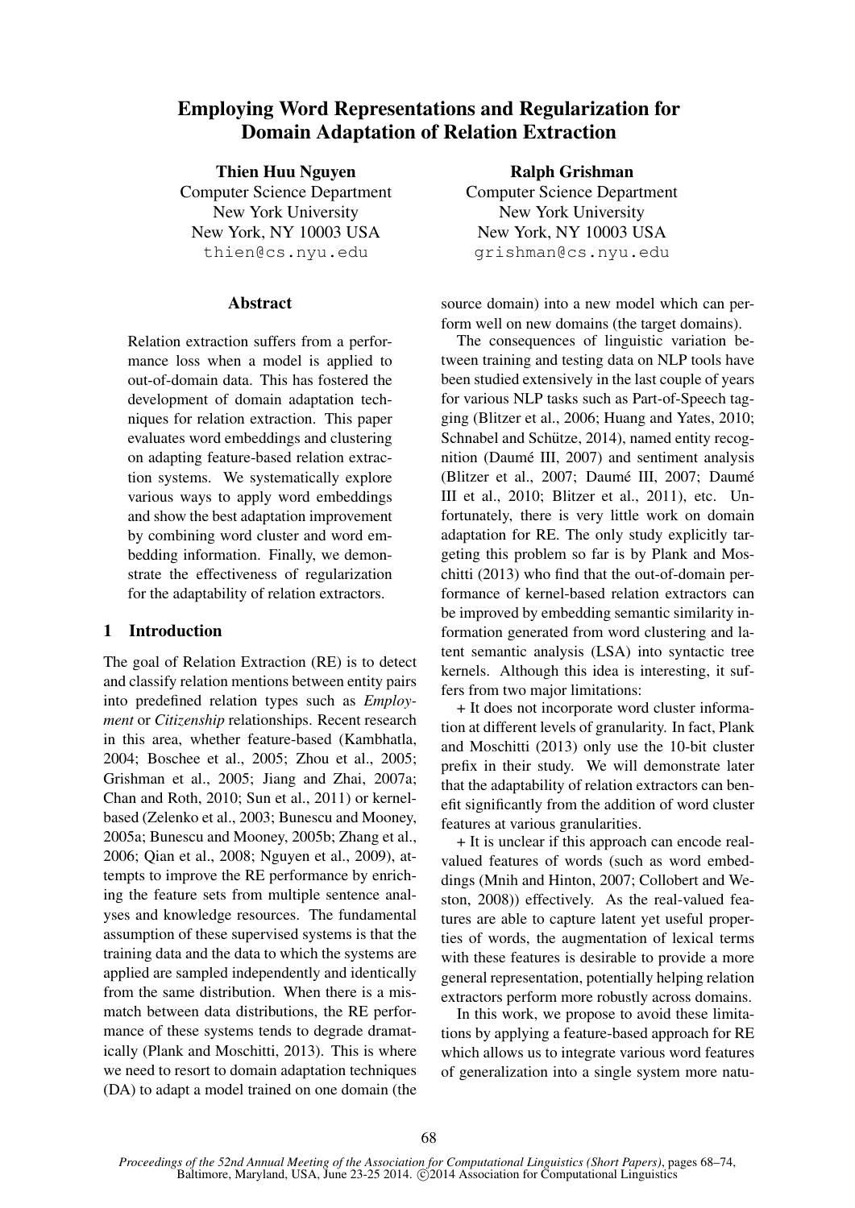# Employing Word Representations and Regularization for Domain Adaptation of Relation Extraction

**Thien Huu Nguyen**
Computer Science Department
New York University
New York, NY 10003 USA
thien@cs.nyu.edu

**Ralph Grishman**
Computer Science Department
New York University
New York, NY 10003 USA
grishman@cs.nyu.edu

## Abstract

Relation extraction suffers from a performance loss when a model is applied to out-of-domain data. This has fostered the development of domain adaptation techniques for relation extraction. This paper evaluates word embeddings and clustering on adapting feature-based relation extraction systems. We systematically explore various ways to apply word embeddings and show the best adaptation improvement by combining word cluster and word embedding information. Finally, we demonstrate the effectiveness of regularization for the adaptability of relation extractors.

## 1 Introduction

The goal of Relation Extraction (RE) is to detect and classify relation mentions between entity pairs into predefined relation types such as *Employment* or *Citizenship* relationships. Recent research in this area, whether feature-based (Kambhatla, 2004; Boschee et al., 2005; Zhou et al., 2005; Grishman et al., 2005; Jiang and Zhai, 2007a; Chan and Roth, 2010; Sun et al., 2011) or kernel-based (Zelenko et al., 2003; Bunescu and Mooney, 2005a; Bunescu and Mooney, 2005b; Zhang et al., 2006; Qian et al., 2008; Nguyen et al., 2009), attempts to improve the RE performance by enriching the feature sets from multiple sentence analyses and knowledge resources. The fundamental assumption of these supervised systems is that the training data and the data to which the systems are applied are sampled independently and identically from the same distribution. When there is a mismatch between data distributions, the RE performance of these systems tends to degrade dramatically (Plank and Moschitti, 2013). This is where we need to resort to domain adaptation techniques (DA) to adapt a model trained on one domain (the source domain) into a new model which can perform well on new domains (the target domains).

The consequences of linguistic variation between training and testing data on NLP tools have been studied extensively in the last couple of years for various NLP tasks such as Part-of-Speech tagging (Blitzer et al., 2006; Huang and Yates, 2010; Schnabel and Schütze, 2014), named entity recognition (Daumé III, 2007) and sentiment analysis (Blitzer et al., 2007; Daumé III, 2007; Daumé III et al., 2010; Blitzer et al., 2011), etc. Unfortunately, there is very little work on domain adaptation for RE. The only study explicitly targeting this problem so far is by Plank and Moschitti (2013) who find that the out-of-domain performance of kernel-based relation extractors can be improved by embedding semantic similarity information generated from word clustering and latent semantic analysis (LSA) into syntactic tree kernels. Although this idea is interesting, it suffers from two major limitations:

+ It does not incorporate word cluster information at different levels of granularity. In fact, Plank and Moschitti (2013) only use the 10-bit cluster prefix in their study. We will demonstrate later that the adaptability of relation extractors can benefit significantly from the addition of word cluster features at various granularities.

+ It is unclear if this approach can encode real-valued features of words (such as word embeddings (Mnih and Hinton, 2007; Collobert and Weston, 2008)) effectively. As the real-valued features are able to capture latent yet useful properties of words, the augmentation of lexical terms with these features is desirable to provide a more general representation, potentially helping relation extractors perform more robustly across domains.

In this work, we propose to avoid these limitations by applying a feature-based approach for RE which allows us to integrate various word features of generalization into a single system more natu-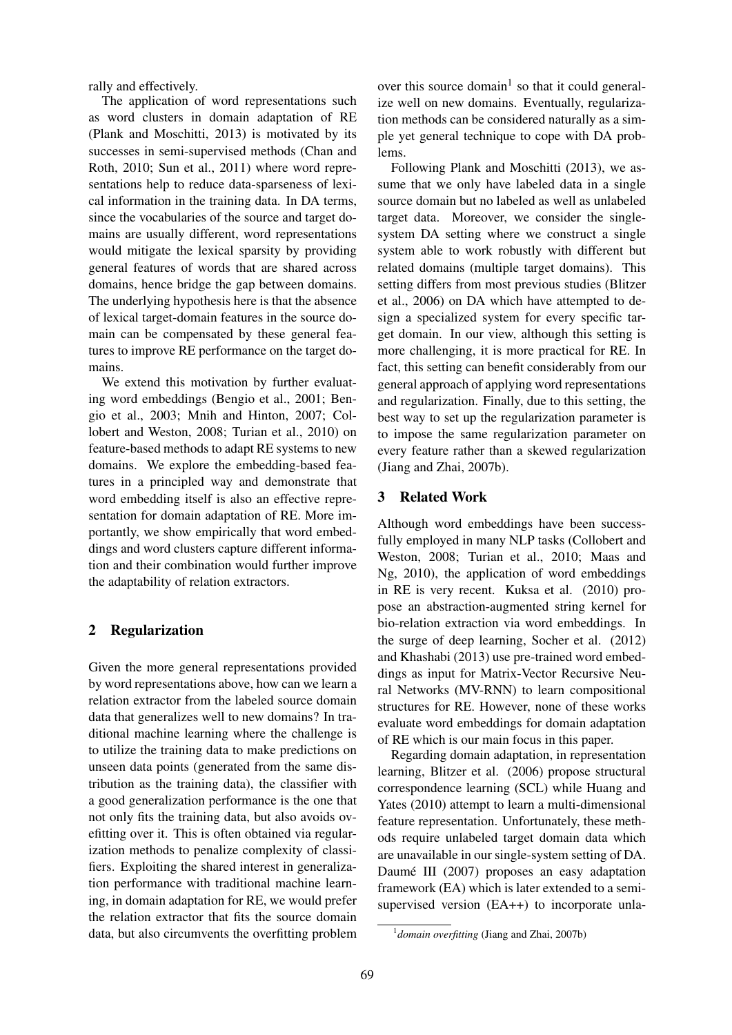rally and effectively.

The application of word representations such as word clusters in domain adaptation of RE (Plank and Moschitti, 2013) is motivated by its successes in semi-supervised methods (Chan and Roth, 2010; Sun et al., 2011) where word representations help to reduce data-sparseness of lexical information in the training data. In DA terms, since the vocabularies of the source and target domains are usually different, word representations would mitigate the lexical sparsity by providing general features of words that are shared across domains, hence bridge the gap between domains. The underlying hypothesis here is that the absence of lexical target-domain features in the source domain can be compensated by these general features to improve RE performance on the target domains.

We extend this motivation by further evaluating word embeddings (Bengio et al., 2001; Bengio et al., 2003; Mnih and Hinton, 2007; Collobert and Weston, 2008; Turian et al., 2010) on feature-based methods to adapt RE systems to new domains. We explore the embedding-based features in a principled way and demonstrate that word embedding itself is also an effective representation for domain adaptation of RE. More importantly, we show empirically that word embeddings and word clusters capture different information and their combination would further improve the adaptability of relation extractors.

## 2 Regularization

Given the more general representations provided by word representations above, how can we learn a relation extractor from the labeled source domain data that generalizes well to new domains? In traditional machine learning where the challenge is to utilize the training data to make predictions on unseen data points (generated from the same distribution as the training data), the classifier with a good generalization performance is the one that not only fits the training data, but also avoids ovefitting over it. This is often obtained via regularization methods to penalize complexity of classifiers. Exploiting the shared interest in generalization performance with traditional machine learning, in domain adaptation for RE, we would prefer the relation extractor that fits the source domain data, but also circumvents the overfitting problem over this source domain[1] so that it could generalize well on new domains. Eventually, regularization methods can be considered naturally as a simple yet general technique to cope with DA problems.

Following Plank and Moschitti (2013), we assume that we only have labeled data in a single source domain but no labeled as well as unlabeled target data. Moreover, we consider the single-system DA setting where we construct a single system able to work robustly with different but related domains (multiple target domains). This setting differs from most previous studies (Blitzer et al., 2006) on DA which have attempted to design a specialized system for every specific target domain. In our view, although this setting is more challenging, it is more practical for RE. In fact, this setting can benefit considerably from our general approach of applying word representations and regularization. Finally, due to this setting, the best way to set up the regularization parameter is to impose the same regularization parameter on every feature rather than a skewed regularization (Jiang and Zhai, 2007b).

## 3 Related Work

Although word embeddings have been successfully employed in many NLP tasks (Collobert and Weston, 2008; Turian et al., 2010; Maas and Ng, 2010), the application of word embeddings in RE is very recent. Kuksa et al. (2010) propose an abstraction-augmented string kernel for bio-relation extraction via word embeddings. In the surge of deep learning, Socher et al. (2012) and Khashabi (2013) use pre-trained word embeddings as input for Matrix-Vector Recursive Neural Networks (MV-RNN) to learn compositional structures for RE. However, none of these works evaluate word embeddings for domain adaptation of RE which is our main focus in this paper.

Regarding domain adaptation, in representation learning, Blitzer et al. (2006) propose structural correspondence learning (SCL) while Huang and Yates (2010) attempt to learn a multi-dimensional feature representation. Unfortunately, these methods require unlabeled target domain data which are unavailable in our single-system setting of DA. Daumé III (2007) proposes an easy adaptation framework (EA) which is later extended to a semi-supervised version (EA++) to incorporate unla-

[1] *domain overfitting* (Jiang and Zhai, 2007b)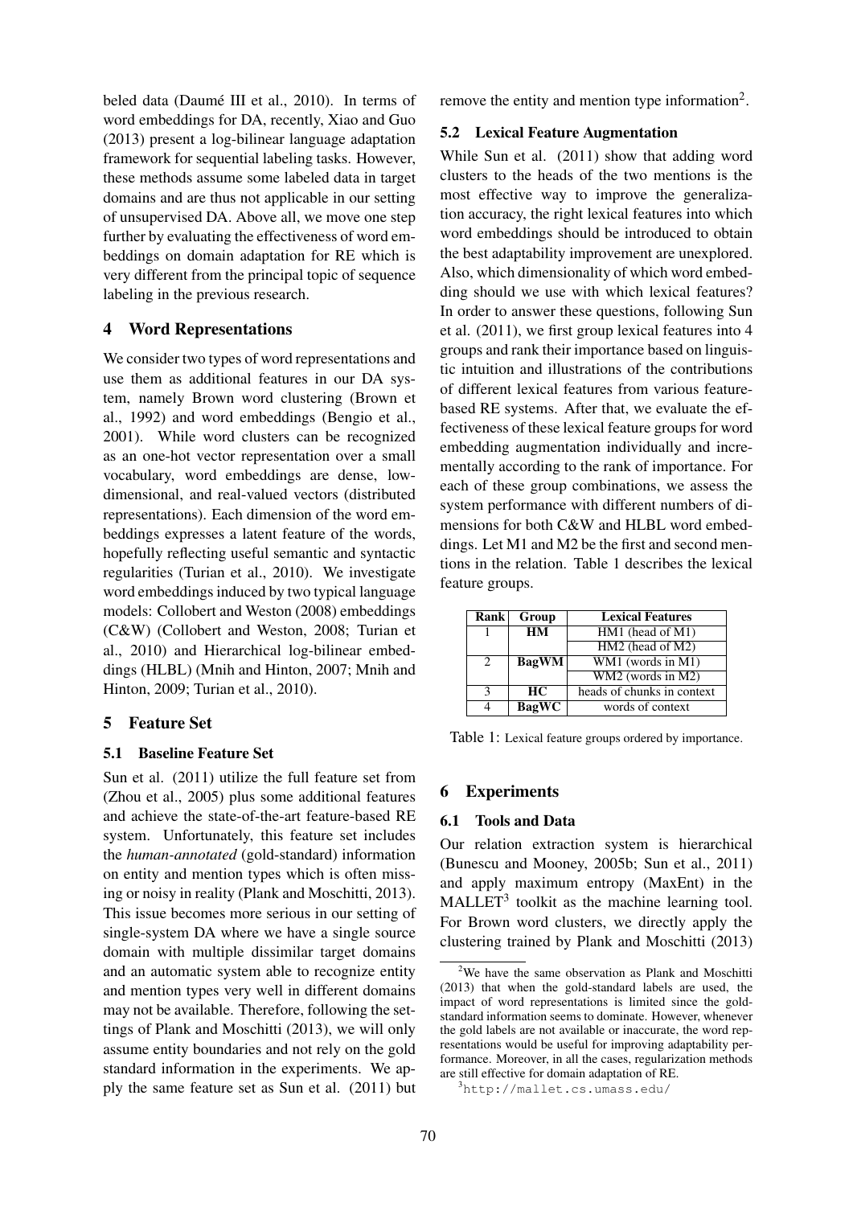beled data (Daumé III et al., 2010). In terms of word embeddings for DA, recently, Xiao and Guo (2013) present a log-bilinear language adaptation framework for sequential labeling tasks. However, these methods assume some labeled data in target domains and are thus not applicable in our setting of unsupervised DA. Above all, we move one step further by evaluating the effectiveness of word embeddings on domain adaptation for RE which is very different from the principal topic of sequence labeling in the previous research.

## 4 Word Representations

We consider two types of word representations and use them as additional features in our DA system, namely Brown word clustering (Brown et al., 1992) and word embeddings (Bengio et al., 2001). While word clusters can be recognized as an one-hot vector representation over a small vocabulary, word embeddings are dense, low-dimensional, and real-valued vectors (distributed representations). Each dimension of the word embeddings expresses a latent feature of the words, hopefully reflecting useful semantic and syntactic regularities (Turian et al., 2010). We investigate word embeddings induced by two typical language models: Collobert and Weston (2008) embeddings (C&W) (Collobert and Weston, 2008; Turian et al., 2010) and Hierarchical log-bilinear embeddings (HLBL) (Mnih and Hinton, 2007; Mnih and Hinton, 2009; Turian et al., 2010).

## 5 Feature Set

### 5.1 Baseline Feature Set

Sun et al. (2011) utilize the full feature set from (Zhou et al., 2005) plus some additional features and achieve the state-of-the-art feature-based RE system. Unfortunately, this feature set includes the *human-annotated* (gold-standard) information on entity and mention types which is often missing or noisy in reality (Plank and Moschitti, 2013). This issue becomes more serious in our setting of single-system DA where we have a single source domain with multiple dissimilar target domains and an automatic system able to recognize entity and mention types very well in different domains may not be available. Therefore, following the settings of Plank and Moschitti (2013), we will only assume entity boundaries and not rely on the gold standard information in the experiments. We apply the same feature set as Sun et al. (2011) but remove the entity and mention type information[2].

### 5.2 Lexical Feature Augmentation

While Sun et al. (2011) show that adding word clusters to the heads of the two mentions is the most effective way to improve the generalization accuracy, the right lexical features into which word embeddings should be introduced to obtain the best adaptability improvement are unexplored. Also, which dimensionality of which word embedding should we use with which lexical features? In order to answer these questions, following Sun et al. (2011), we first group lexical features into 4 groups and rank their importance based on linguistic intuition and illustrations of the contributions of different lexical features from various feature-based RE systems. After that, we evaluate the effectiveness of these lexical feature groups for word embedding augmentation individually and incrementally according to the rank of importance. For each of these group combinations, we assess the system performance with different numbers of dimensions for both C&W and HLBL word embeddings. Let M1 and M2 be the first and second mentions in the relation. Table 1 describes the lexical feature groups.

| Rank | Group | Lexical Features |
|---|---|---|
| 1 | **HM** | HM1 (head of M1) |
| | | HM2 (head of M2) |
| 2 | **BagWM** | WM1 (words in M1) |
| | | WM2 (words in M2) |
| 3 | **HC** | heads of chunks in context |
| 4 | **BagWC** | words of context |

Table 1: Lexical feature groups ordered by importance.

## 6 Experiments

### 6.1 Tools and Data

Our relation extraction system is hierarchical (Bunescu and Mooney, 2005b; Sun et al., 2011) and apply maximum entropy (MaxEnt) in the MALLET[3] toolkit as the machine learning tool. For Brown word clusters, we directly apply the clustering trained by Plank and Moschitti (2013)

[2] We have the same observation as Plank and Moschitti (2013) that when the gold-standard labels are used, the impact of word representations is limited since the gold-standard information seems to dominate. However, whenever the gold labels are not available or inaccurate, the word representations would be useful for improving adaptability performance. Moreover, in all the cases, regularization methods are still effective for domain adaptation of RE.

[3] http://mallet.cs.umass.edu/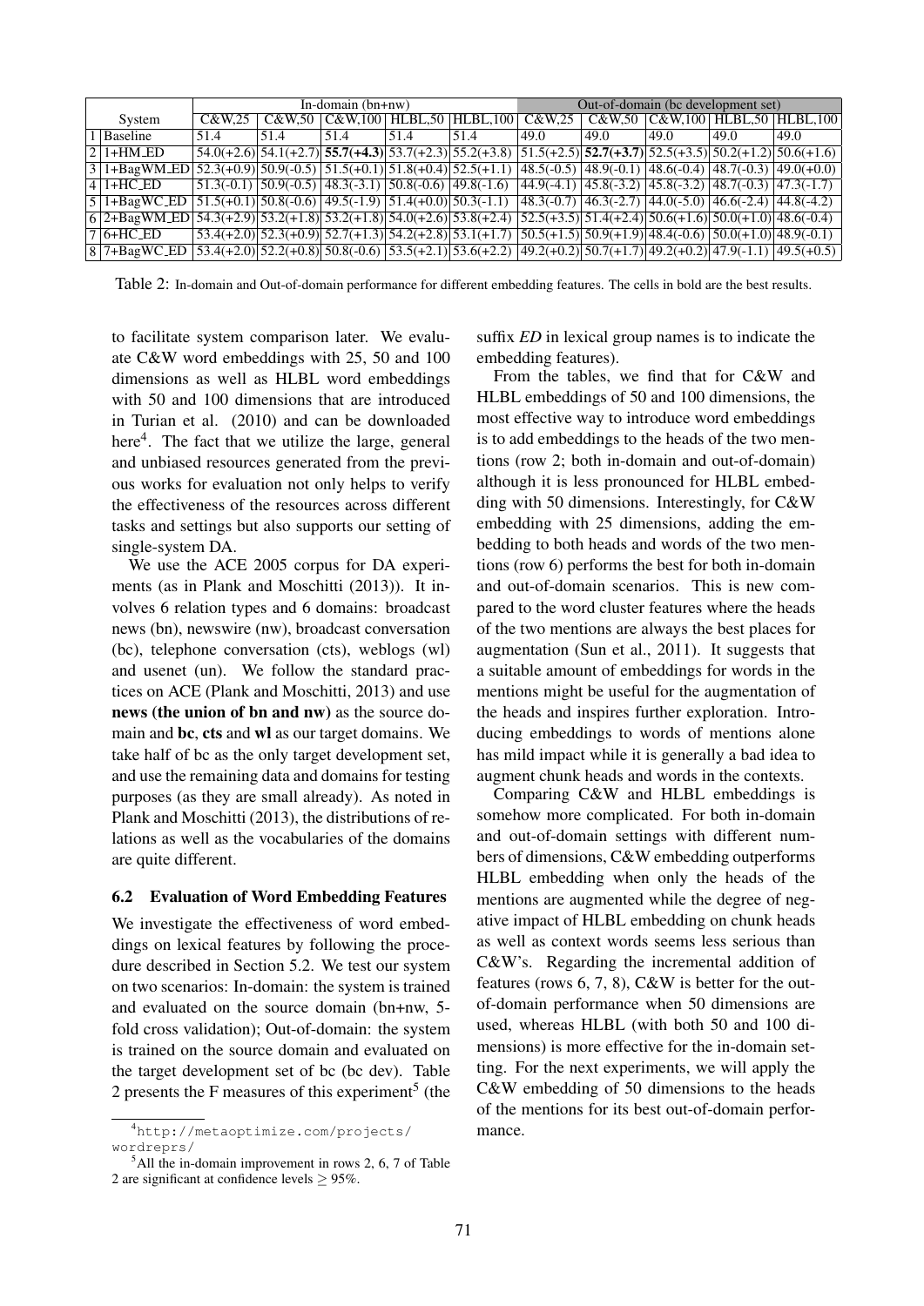| | System | In-domain (bn+nw) | | | | | Out-of-domain (bc development set) | | | | |
|---|---|---|---|---|---|---|---|---|---|---|---|
| | | C&W,25 | C&W,50 | C&W,100 | HLBL,50 | HLBL,100 | C&W,25 | C&W,50 | C&W,100 | HLBL,50 | HLBL,100 |
| 1 | Baseline | 51.4 | 51.4 | 51.4 | 51.4 | 51.4 | 49.0 | 49.0 | 49.0 | 49.0 | 49.0 |
| 2 | 1+HM_ED | 54.0(+2.6) | 54.1(+2.7) | **55.7(+4.3)** | 53.7(+2.3) | 55.2(+3.8) | 51.5(+2.5) | **52.7(+3.7)** | 52.5(+3.5) | 50.2(+1.2) | 50.6(+1.6) |
| 3 | 1+BagWM_ED | 52.3(+0.9) | 50.9(-0.5) | 51.5(+0.1) | 51.8(+0.4) | 52.5(+1.1) | 48.5(-0.5) | 48.9(-0.1) | 48.6(-0.4) | 48.7(-0.3) | 49.0(+0.0) |
| 4 | 1+HC_ED | 51.3(-0.1) | 50.9(-0.5) | 48.3(-3.1) | 50.8(-0.6) | 49.8(-1.6) | 44.9(-4.1) | 45.8(-3.2) | 45.8(-3.2) | 48.7(-0.3) | 47.3(-1.7) |
| 5 | 1+BagWC_ED | 51.5(+0.1) | 50.8(-0.6) | 49.5(-1.9) | 51.4(+0.0) | 50.3(-1.1) | 48.3(-0.7) | 46.3(-2.7) | 44.0(-5.0) | 46.6(-2.4) | 44.8(-4.2) |
| 6 | 2+BagWM_ED | 54.3(+2.9) | 53.2(+1.8) | 53.2(+1.8) | 54.0(+2.6) | 53.8(+2.4) | 52.5(+3.5) | 51.4(+2.4) | 50.6(+1.6) | 50.0(+1.0) | 48.6(-0.4) |
| 7 | 6+HC_ED | 53.4(+2.0) | 52.3(+0.9) | 52.7(+1.3) | 54.2(+2.8) | 53.1(+1.7) | 50.5(+1.5) | 50.9(+1.9) | 48.4(-0.6) | 50.0(+1.0) | 48.9(-0.1) |
| 8 | 7+BagWC_ED | 53.4(+2.0) | 52.2(+0.8) | 50.8(-0.6) | 53.5(+2.1) | 53.6(+2.2) | 49.2(+0.2) | 50.7(+1.7) | 49.2(+0.2) | 47.9(-1.1) | 49.5(+0.5) |

Table 2: In-domain and Out-of-domain performance for different embedding features. The cells in bold are the best results.

to facilitate system comparison later. We evaluate C&W word embeddings with 25, 50 and 100 dimensions as well as HLBL word embeddings with 50 and 100 dimensions that are introduced in Turian et al. (2010) and can be downloaded here[4]. The fact that we utilize the large, general and unbiased resources generated from the previous works for evaluation not only helps to verify the effectiveness of the resources across different tasks and settings but also supports our setting of single-system DA.

We use the ACE 2005 corpus for DA experiments (as in Plank and Moschitti (2013)). It involves 6 relation types and 6 domains: broadcast news (bn), newswire (nw), broadcast conversation (bc), telephone conversation (cts), weblogs (wl) and usenet (un). We follow the standard practices on ACE (Plank and Moschitti, 2013) and use **news (the union of bn and nw)** as the source domain and **bc**, **cts** and **wl** as our target domains. We take half of bc as the only target development set, and use the remaining data and domains for testing purposes (as they are small already). As noted in Plank and Moschitti (2013), the distributions of relations as well as the vocabularies of the domains are quite different.

### 6.2 Evaluation of Word Embedding Features

We investigate the effectiveness of word embeddings on lexical features by following the procedure described in Section 5.2. We test our system on two scenarios: In-domain: the system is trained and evaluated on the source domain (bn+nw, 5-fold cross validation); Out-of-domain: the system is trained on the source domain and evaluated on the target development set of bc (bc dev). Table 2 presents the F measures of this experiment[5] (the suffix *ED* in lexical group names is to indicate the embedding features).

From the tables, we find that for C&W and HLBL embeddings of 50 and 100 dimensions, the most effective way to introduce word embeddings is to add embeddings to the heads of the two mentions (row 2; both in-domain and out-of-domain) although it is less pronounced for HLBL embedding with 50 dimensions. Interestingly, for C&W embedding with 25 dimensions, adding the embedding to both heads and words of the two mentions (row 6) performs the best for both in-domain and out-of-domain scenarios. This is new compared to the word cluster features where the heads of the two mentions are always the best places for augmentation (Sun et al., 2011). It suggests that a suitable amount of embeddings for words in the mentions might be useful for the augmentation of the heads and inspires further exploration. Introducing embeddings to words of mentions alone has mild impact while it is generally a bad idea to augment chunk heads and words in the contexts.

Comparing C&W and HLBL embeddings is somehow more complicated. For both in-domain and out-of-domain settings with different numbers of dimensions, C&W embedding outperforms HLBL embedding when only the heads of the mentions are augmented while the degree of negative impact of HLBL embedding on chunk heads as well as context words seems less serious than C&W's. Regarding the incremental addition of features (rows 6, 7, 8), C&W is better for the out-of-domain performance when 50 dimensions are used, whereas HLBL (with both 50 and 100 dimensions) is more effective for the in-domain setting. For the next experiments, we will apply the C&W embedding of 50 dimensions to the heads of the mentions for its best out-of-domain performance.

---

[4] http://metaoptimize.com/projects/wordreprs/

[5] All the in-domain improvement in rows 2, 6, 7 of Table 2 are significant at confidence levels $\geq 95\%$.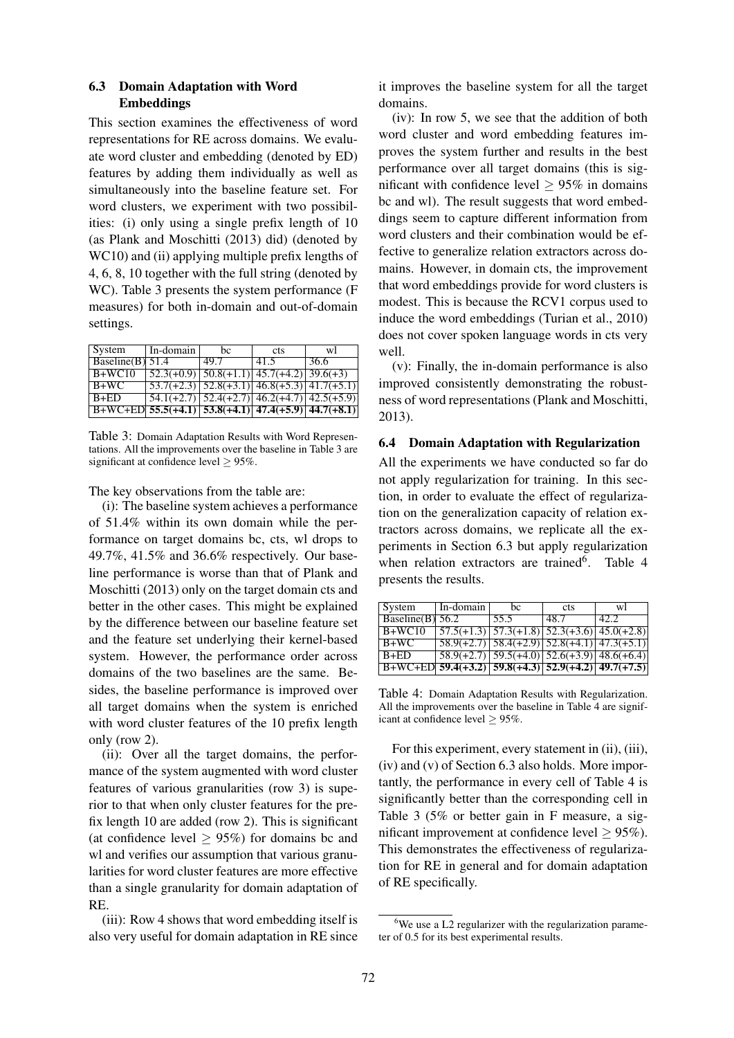### 6.3 Domain Adaptation with Word Embeddings

This section examines the effectiveness of word representations for RE across domains. We evaluate word cluster and embedding (denoted by ED) features by adding them individually as well as simultaneously into the baseline feature set. For word clusters, we experiment with two possibilities: (i) only using a single prefix length of 10 (as Plank and Moschitti (2013) did) (denoted by WC10) and (ii) applying multiple prefix lengths of 4, 6, 8, 10 together with the full string (denoted by WC). Table 3 presents the system performance (F measures) for both in-domain and out-of-domain settings.

| System | In-domain | bc | cts | wl |
|---|---|---|---|---|
| Baseline(B) | 51.4 | 49.7 | 41.5 | 36.6 |
| B+WC10 | 52.3(+0.9) | 50.8(+1.1) | 45.7(+4.2) | 39.6(+3) |
| B+WC | 53.7(+2.3) | 52.8(+3.1) | 46.8(+5.3) | 41.7(+5.1) |
| B+ED | 54.1(+2.7) | 52.4(+2.7) | 46.2(+4.7) | 42.5(+5.9) |
| B+WC+ED | **55.5(+4.1)** | **53.8(+4.1)** | **47.4(+5.9)** | **44.7(+8.1)** |

Table 3: Domain Adaptation Results with Word Representations. All the improvements over the baseline in Table 3 are significant at confidence level $\geq$ 95%.

The key observations from the table are:

(i): The baseline system achieves a performance of 51.4% within its own domain while the performance on target domains bc, cts, wl drops to 49.7%, 41.5% and 36.6% respectively. Our baseline performance is worse than that of Plank and Moschitti (2013) only on the target domain cts and better in the other cases. This might be explained by the difference between our baseline feature set and the feature set underlying their kernel-based system. However, the performance order across domains of the two baselines are the same. Besides, the baseline performance is improved over all target domains when the system is enriched with word cluster features of the 10 prefix length only (row 2).

(ii): Over all the target domains, the performance of the system augmented with word cluster features of various granularities (row 3) is superior to that when only cluster features for the prefix length 10 are added (row 2). This is significant (at confidence level $\geq$ 95%) for domains bc and wl and verifies our assumption that various granularities for word cluster features are more effective than a single granularity for domain adaptation of RE.

(iii): Row 4 shows that word embedding itself is also very useful for domain adaptation in RE since it improves the baseline system for all the target domains.

(iv): In row 5, we see that the addition of both word cluster and word embedding features improves the system further and results in the best performance over all target domains (this is significant with confidence level $\geq$ 95% in domains bc and wl). The result suggests that word embeddings seem to capture different information from word clusters and their combination would be effective to generalize relation extractors across domains. However, in domain cts, the improvement that word embeddings provide for word clusters is modest. This is because the RCV1 corpus used to induce the word embeddings (Turian et al., 2010) does not cover spoken language words in cts very well.

(v): Finally, the in-domain performance is also improved consistently demonstrating the robustness of word representations (Plank and Moschitti, 2013).

### 6.4 Domain Adaptation with Regularization

All the experiments we have conducted so far do not apply regularization for training. In this section, in order to evaluate the effect of regularization on the generalization capacity of relation extractors across domains, we replicate all the experiments in Section 6.3 but apply regularization when relation extractors are trained[6]. Table 4 presents the results.

| System | In-domain | bc | cts | wl |
|---|---|---|---|---|
| Baseline(B) | 56.2 | 55.5 | 48.7 | 42.2 |
| B+WC10 | 57.5(+1.3) | 57.3(+1.8) | 52.3(+3.6) | 45.0(+2.8) |
| B+WC | 58.9(+2.7) | 58.4(+2.9) | 52.8(+4.1) | 47.3(+5.1) |
| B+ED | 58.9(+2.7) | 59.5(+4.0) | 52.6(+3.9) | 48.6(+6.4) |
| B+WC+ED | **59.4(+3.2)** | **59.8(+4.3)** | **52.9(+4.2)** | **49.7(+7.5)** |

Table 4: Domain Adaptation Results with Regularization. All the improvements over the baseline in Table 4 are significant at confidence level $\geq$ 95%.

For this experiment, every statement in (ii), (iii), (iv) and (v) of Section 6.3 also holds. More importantly, the performance in every cell of Table 4 is significantly better than the corresponding cell in Table 3 (5% or better gain in F measure, a significant improvement at confidence level $\geq$ 95%). This demonstrates the effectiveness of regularization for RE in general and for domain adaptation of RE specifically.

[6] We use a L2 regularizer with the regularization parameter of 0.5 for its best experimental results.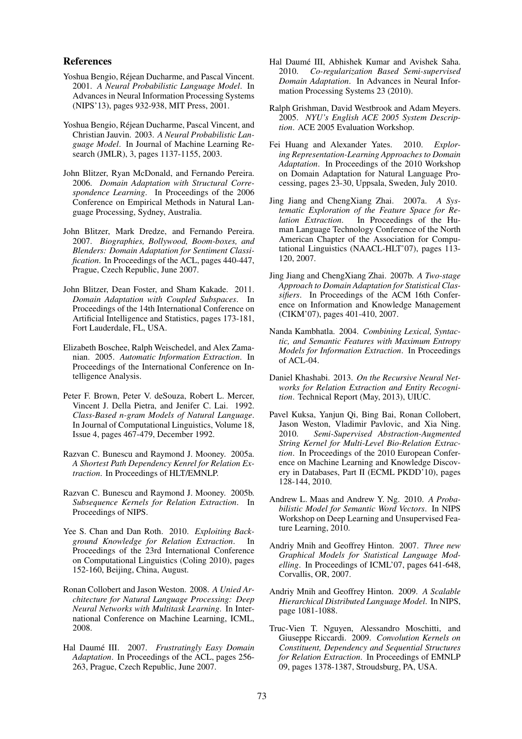## References

Yoshua Bengio, Réjean Ducharme, and Pascal Vincent. 2001. *A Neural Probabilistic Language Model*. In Advances in Neural Information Processing Systems (NIPS'13), pages 932-938, MIT Press, 2001.

Yoshua Bengio, Réjean Ducharme, Pascal Vincent, and Christian Jauvin. 2003. *A Neural Probabilistic Language Model*. In Journal of Machine Learning Research (JMLR), 3, pages 1137-1155, 2003.

John Blitzer, Ryan McDonald, and Fernando Pereira. 2006. *Domain Adaptation with Structural Correspondence Learning*. In Proceedings of the 2006 Conference on Empirical Methods in Natural Language Processing, Sydney, Australia.

John Blitzer, Mark Dredze, and Fernando Pereira. 2007. *Biographies, Bollywood, Boom-boxes, and Blenders: Domain Adaptation for Sentiment Classification*. In Proceedings of the ACL, pages 440-447, Prague, Czech Republic, June 2007.

John Blitzer, Dean Foster, and Sham Kakade. 2011. *Domain Adaptation with Coupled Subspaces*. In Proceedings of the 14th International Conference on Artificial Intelligence and Statistics, pages 173-181, Fort Lauderdale, FL, USA.

Elizabeth Boschee, Ralph Weischedel, and Alex Zamanian. 2005. *Automatic Information Extraction*. In Proceedings of the International Conference on Intelligence Analysis.

Peter F. Brown, Peter V. deSouza, Robert L. Mercer, Vincent J. Della Pietra, and Jenifer C. Lai. 1992. *Class-Based n-gram Models of Natural Language*. In Journal of Computational Linguistics, Volume 18, Issue 4, pages 467-479, December 1992.

Razvan C. Bunescu and Raymond J. Mooney. 2005a. *A Shortest Path Dependency Kenrel for Relation Extraction*. In Proceedings of HLT/EMNLP.

Razvan C. Bunescu and Raymond J. Mooney. 2005b. *Subsequence Kernels for Relation Extraction*. In Proceedings of NIPS.

Yee S. Chan and Dan Roth. 2010. *Exploiting Background Knowledge for Relation Extraction*. In Proceedings of the 23rd International Conference on Computational Linguistics (Coling 2010), pages 152-160, Beijing, China, August.

Ronan Collobert and Jason Weston. 2008. *A Unied Architecture for Natural Language Processing: Deep Neural Networks with Multitask Learning*. In International Conference on Machine Learning, ICML, 2008.

Hal Daumé III. 2007. *Frustratingly Easy Domain Adaptation*. In Proceedings of the ACL, pages 256-263, Prague, Czech Republic, June 2007.

Hal Daumé III, Abhishek Kumar and Avishek Saha. 2010. *Co-regularization Based Semi-supervised Domain Adaptation*. In Advances in Neural Information Processing Systems 23 (2010).

Ralph Grishman, David Westbrook and Adam Meyers. 2005. *NYU's English ACE 2005 System Description*. ACE 2005 Evaluation Workshop.

Fei Huang and Alexander Yates. 2010. *Exploring Representation-Learning Approaches to Domain Adaptation*. In Proceedings of the 2010 Workshop on Domain Adaptation for Natural Language Processing, pages 23-30, Uppsala, Sweden, July 2010.

Jing Jiang and ChengXiang Zhai. 2007a. *A Systematic Exploration of the Feature Space for Relation Extraction*. In Proceedings of the Human Language Technology Conference of the North American Chapter of the Association for Computational Linguistics (NAACL-HLT'07), pages 113-120, 2007.

Jing Jiang and ChengXiang Zhai. 2007b. *A Two-stage Approach to Domain Adaptation for Statistical Classifiers*. In Proceedings of the ACM 16th Conference on Information and Knowledge Management (CIKM'07), pages 401-410, 2007.

Nanda Kambhatla. 2004. *Combining Lexical, Syntactic, and Semantic Features with Maximum Entropy Models for Information Extraction*. In Proceedings of ACL-04.

Daniel Khashabi. 2013. *On the Recursive Neural Networks for Relation Extraction and Entity Recognition*. Technical Report (May, 2013), UIUC.

Pavel Kuksa, Yanjun Qi, Bing Bai, Ronan Collobert, Jason Weston, Vladimir Pavlovic, and Xia Ning. 2010. *Semi-Supervised Abstraction-Augmented String Kernel for Multi-Level Bio-Relation Extraction*. In Proceedings of the 2010 European Conference on Machine Learning and Knowledge Discovery in Databases, Part II (ECML PKDD'10), pages 128-144, 2010.

Andrew L. Maas and Andrew Y. Ng. 2010. *A Probabilistic Model for Semantic Word Vectors*. In NIPS Workshop on Deep Learning and Unsupervised Feature Learning, 2010.

Andriy Mnih and Geoffrey Hinton. 2007. *Three new Graphical Models for Statistical Language Modelling*. In Proceedings of ICML'07, pages 641-648, Corvallis, OR, 2007.

Andriy Mnih and Geoffrey Hinton. 2009. *A Scalable Hierarchical Distributed Language Model*. In NIPS, page 1081-1088.

Truc-Vien T. Nguyen, Alessandro Moschitti, and Giuseppe Riccardi. 2009. *Convolution Kernels on Constituent, Dependency and Sequential Structures for Relation Extraction*. In Proceedings of EMNLP 09, pages 1378-1387, Stroudsburg, PA, USA.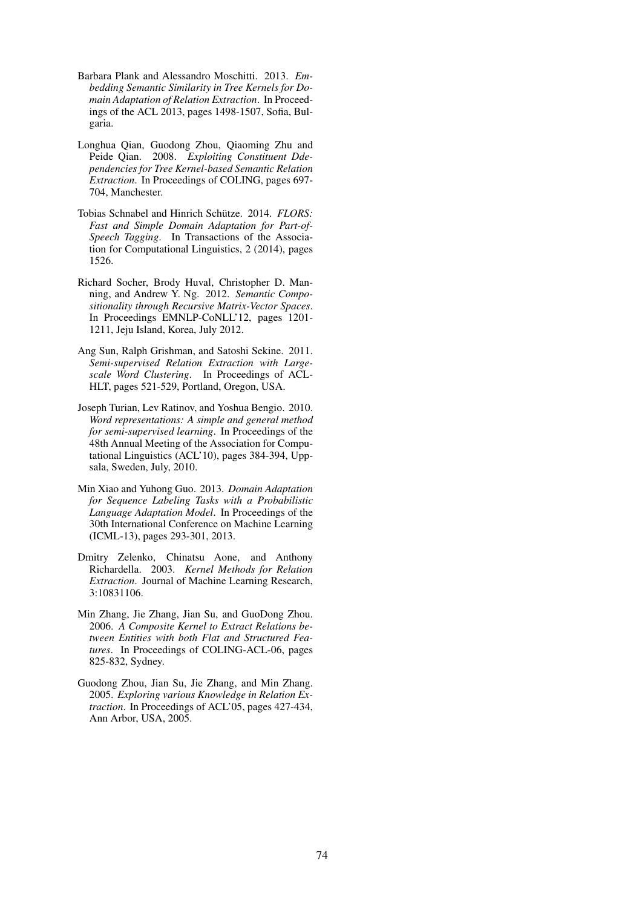Barbara Plank and Alessandro Moschitti. 2013. *Embedding Semantic Similarity in Tree Kernels for Domain Adaptation of Relation Extraction*. In Proceedings of the ACL 2013, pages 1498-1507, Sofia, Bulgaria.

Longhua Qian, Guodong Zhou, Qiaoming Zhu and Peide Qian. 2008. *Exploiting Constituent Ddependencies for Tree Kernel-based Semantic Relation Extraction*. In Proceedings of COLING, pages 697-704, Manchester.

Tobias Schnabel and Hinrich Schütze. 2014. *FLORS: Fast and Simple Domain Adaptation for Part-of-Speech Tagging*. In Transactions of the Association for Computational Linguistics, 2 (2014), pages 1526.

Richard Socher, Brody Huval, Christopher D. Manning, and Andrew Y. Ng. 2012. *Semantic Compositionality through Recursive Matrix-Vector Spaces*. In Proceedings EMNLP-CoNLL'12, pages 1201-1211, Jeju Island, Korea, July 2012.

Ang Sun, Ralph Grishman, and Satoshi Sekine. 2011. *Semi-supervised Relation Extraction with Large-scale Word Clustering*. In Proceedings of ACL-HLT, pages 521-529, Portland, Oregon, USA.

Joseph Turian, Lev Ratinov, and Yoshua Bengio. 2010. *Word representations: A simple and general method for semi-supervised learning*. In Proceedings of the 48th Annual Meeting of the Association for Computational Linguistics (ACL'10), pages 384-394, Uppsala, Sweden, July, 2010.

Min Xiao and Yuhong Guo. 2013. *Domain Adaptation for Sequence Labeling Tasks with a Probabilistic Language Adaptation Model*. In Proceedings of the 30th International Conference on Machine Learning (ICML-13), pages 293-301, 2013.

Dmitry Zelenko, Chinatsu Aone, and Anthony Richardella. 2003. *Kernel Methods for Relation Extraction*. Journal of Machine Learning Research, 3:10831106.

Min Zhang, Jie Zhang, Jian Su, and GuoDong Zhou. 2006. *A Composite Kernel to Extract Relations between Entities with both Flat and Structured Features*. In Proceedings of COLING-ACL-06, pages 825-832, Sydney.

Guodong Zhou, Jian Su, Jie Zhang, and Min Zhang. 2005. *Exploring various Knowledge in Relation Extraction*. In Proceedings of ACL'05, pages 427-434, Ann Arbor, USA, 2005.